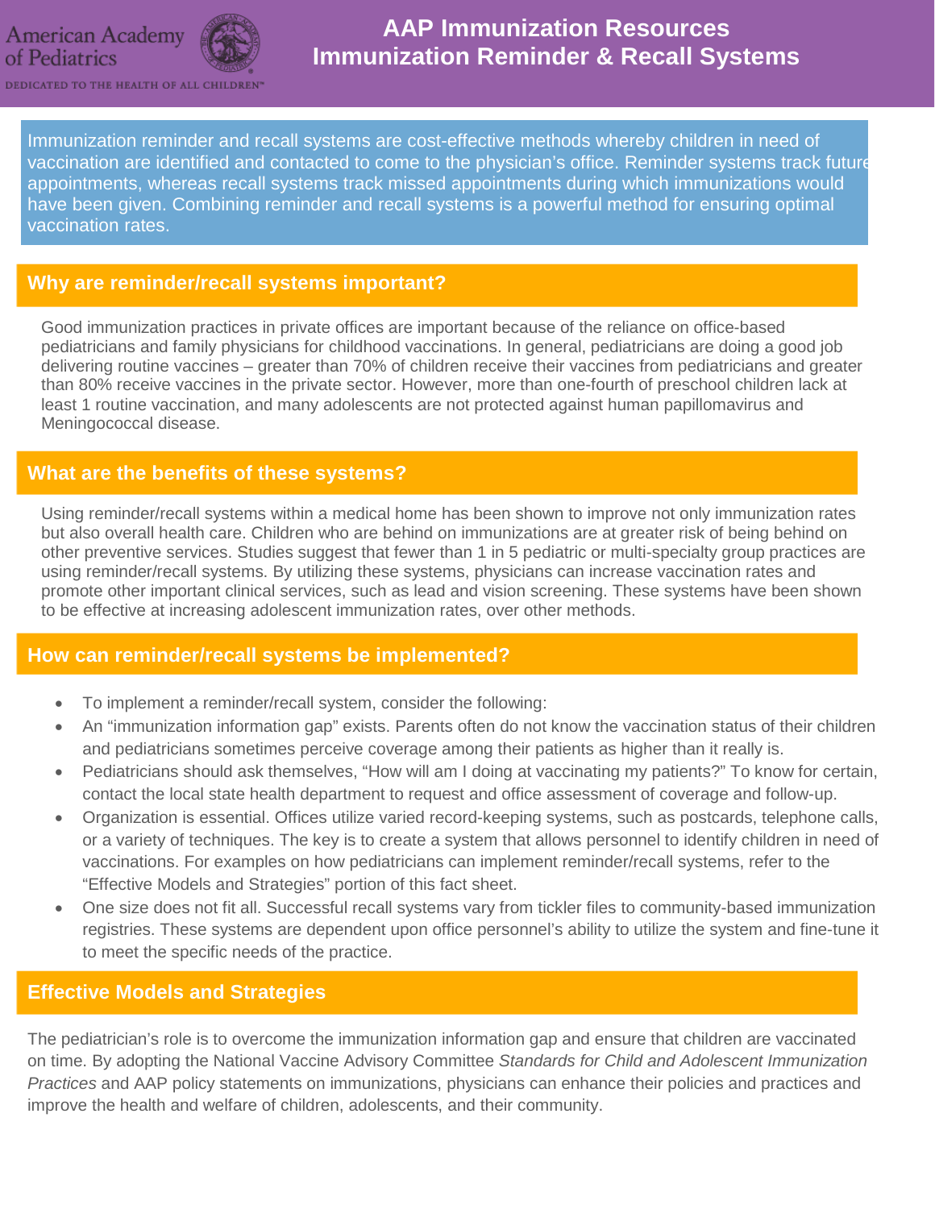American Academy of Pediatrics

DEDICATED TO THE HEALTH OF ALL CHILDREN™

# AAP Immunization Resources
# Immunization Reminder & Recall Systems

Immunization reminder and recall systems are cost-effective methods whereby children in need of vaccination are identified and contacted to come to the physician's office. Reminder systems track future appointments, whereas recall systems track missed appointments during which immunizations would have been given. Combining reminder and recall systems is a powerful method for ensuring optimal vaccination rates.

## Why are reminder/recall systems important?

Good immunization practices in private offices are important because of the reliance on office-based pediatricians and family physicians for childhood vaccinations. In general, pediatricians are doing a good job delivering routine vaccines – greater than 70% of children receive their vaccines from pediatricians and greater than 80% receive vaccines in the private sector. However, more than one-fourth of preschool children lack at least 1 routine vaccination, and many adolescents are not protected against human papillomavirus and Meningococcal disease.

## What are the benefits of these systems?

Using reminder/recall systems within a medical home has been shown to improve not only immunization rates but also overall health care. Children who are behind on immunizations are at greater risk of being behind on other preventive services. Studies suggest that fewer than 1 in 5 pediatric or multi-specialty group practices are using reminder/recall systems. By utilizing these systems, physicians can increase vaccination rates and promote other important clinical services, such as lead and vision screening. These systems have been shown to be effective at increasing adolescent immunization rates, over other methods.

## How can reminder/recall systems be implemented?

- To implement a reminder/recall system, consider the following:
- An "immunization information gap" exists. Parents often do not know the vaccination status of their children and pediatricians sometimes perceive coverage among their patients as higher than it really is.
- Pediatricians should ask themselves, "How will am I doing at vaccinating my patients?" To know for certain, contact the local state health department to request and office assessment of coverage and follow-up.
- Organization is essential. Offices utilize varied record-keeping systems, such as postcards, telephone calls, or a variety of techniques. The key is to create a system that allows personnel to identify children in need of vaccinations. For examples on how pediatricians can implement reminder/recall systems, refer to the "Effective Models and Strategies" portion of this fact sheet.
- One size does not fit all. Successful recall systems vary from tickler files to community-based immunization registries. These systems are dependent upon office personnel's ability to utilize the system and fine-tune it to meet the specific needs of the practice.

## Effective Models and Strategies

The pediatrician's role is to overcome the immunization information gap and ensure that children are vaccinated on time. By adopting the National Vaccine Advisory Committee *Standards for Child and Adolescent Immunization Practices* and AAP policy statements on immunizations, physicians can enhance their policies and practices and improve the health and welfare of children, adolescents, and their community.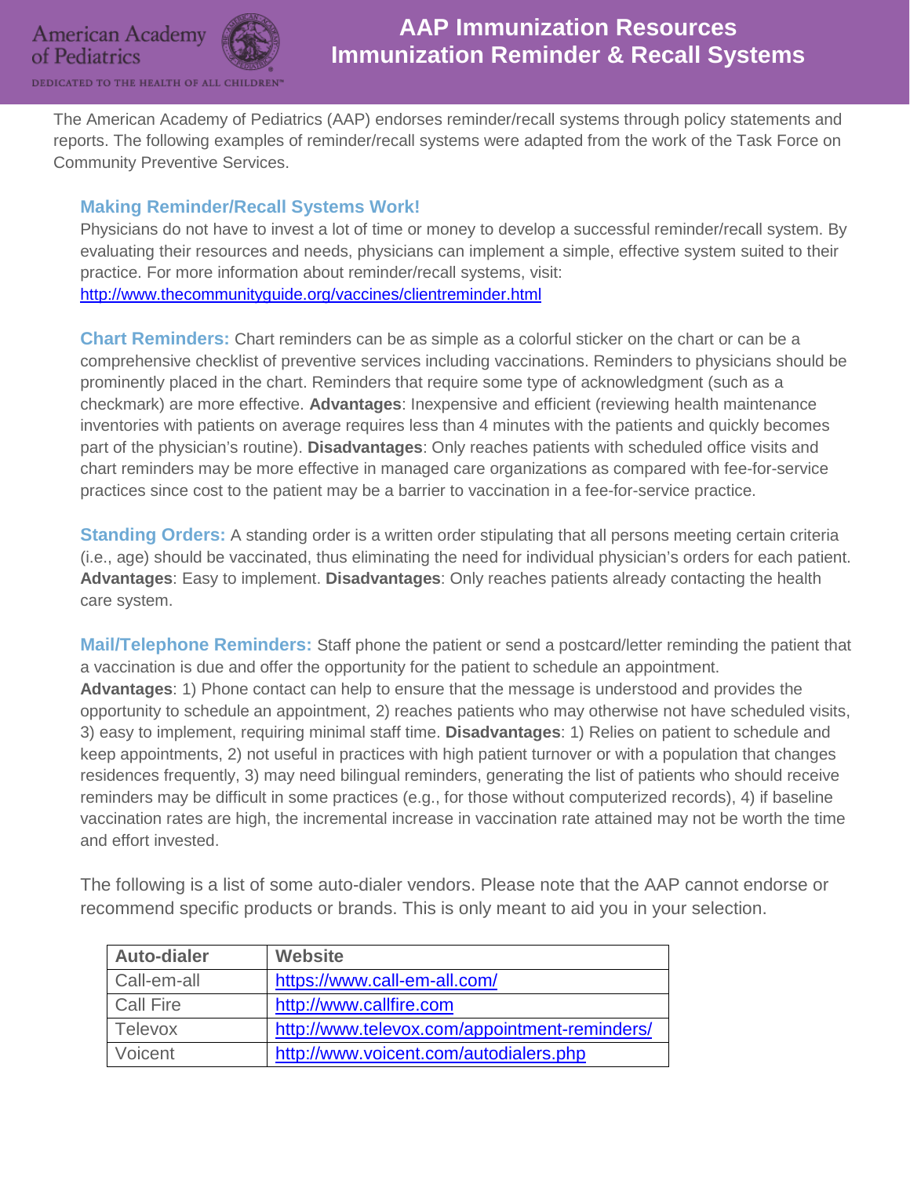# AAP Immunization Resources
## Immunization Reminder & Recall Systems

American Academy of Pediatrics

DEDICATED TO THE HEALTH OF ALL CHILDREN™

The American Academy of Pediatrics (AAP) endorses reminder/recall systems through policy statements and reports. The following examples of reminder/recall systems were adapted from the work of the Task Force on Community Preventive Services.

### Making Reminder/Recall Systems Work!

Physicians do not have to invest a lot of time or money to develop a successful reminder/recall system. By evaluating their resources and needs, physicians can implement a simple, effective system suited to their practice. For more information about reminder/recall systems, visit: http://www.thecommunityguide.org/vaccines/clientreminder.html

**Chart Reminders:** Chart reminders can be as simple as a colorful sticker on the chart or can be a comprehensive checklist of preventive services including vaccinations. Reminders to physicians should be prominently placed in the chart. Reminders that require some type of acknowledgment (such as a checkmark) are more effective. **Advantages**: Inexpensive and efficient (reviewing health maintenance inventories with patients on average requires less than 4 minutes with the patients and quickly becomes part of the physician's routine). **Disadvantages**: Only reaches patients with scheduled office visits and chart reminders may be more effective in managed care organizations as compared with fee-for-service practices since cost to the patient may be a barrier to vaccination in a fee-for-service practice.

**Standing Orders:** A standing order is a written order stipulating that all persons meeting certain criteria (i.e., age) should be vaccinated, thus eliminating the need for individual physician's orders for each patient. **Advantages**: Easy to implement. **Disadvantages**: Only reaches patients already contacting the health care system.

**Mail/Telephone Reminders:** Staff phone the patient or send a postcard/letter reminding the patient that a vaccination is due and offer the opportunity for the patient to schedule an appointment. **Advantages**: 1) Phone contact can help to ensure that the message is understood and provides the opportunity to schedule an appointment, 2) reaches patients who may otherwise not have scheduled visits, 3) easy to implement, requiring minimal staff time. **Disadvantages**: 1) Relies on patient to schedule and keep appointments, 2) not useful in practices with high patient turnover or with a population that changes residences frequently, 3) may need bilingual reminders, generating the list of patients who should receive reminders may be difficult in some practices (e.g., for those without computerized records), 4) if baseline vaccination rates are high, the incremental increase in vaccination rate attained may not be worth the time and effort invested.

The following is a list of some auto-dialer vendors. Please note that the AAP cannot endorse or recommend specific products or brands. This is only meant to aid you in your selection.

| Auto-dialer | Website |
|---|---|
| Call-em-all | https://www.call-em-all.com/ |
| Call Fire | http://www.callfire.com |
| Televox | http://www.televox.com/appointment-reminders/ |
| Voicent | http://www.voicent.com/autodialers.php |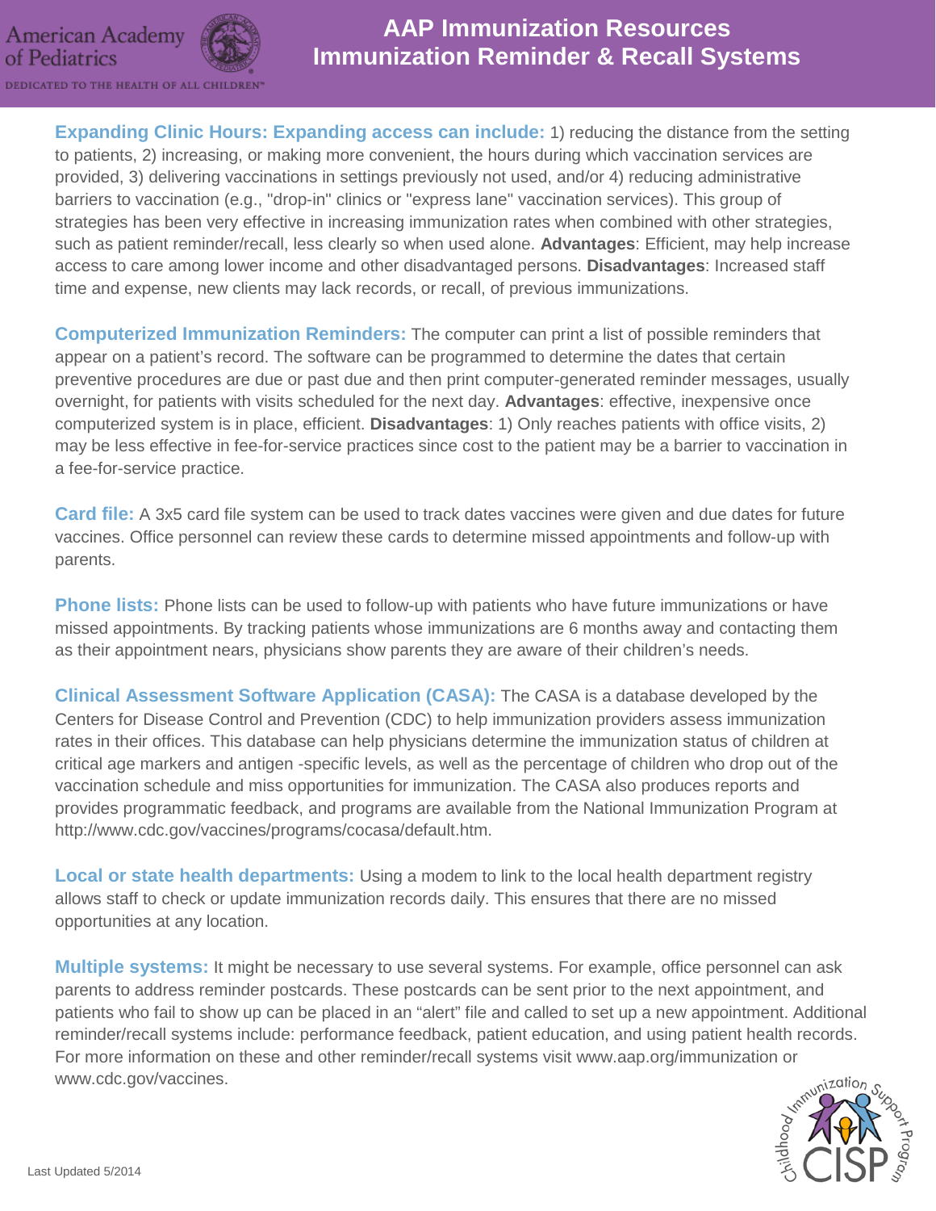# AAP Immunization Resources
## Immunization Reminder & Recall Systems

**Expanding Clinic Hours: Expanding access can include:** 1) reducing the distance from the setting to patients, 2) increasing, or making more convenient, the hours during which vaccination services are provided, 3) delivering vaccinations in settings previously not used, and/or 4) reducing administrative barriers to vaccination (e.g., "drop-in" clinics or "express lane" vaccination services). This group of strategies has been very effective in increasing immunization rates when combined with other strategies, such as patient reminder/recall, less clearly so when used alone. **Advantages**: Efficient, may help increase access to care among lower income and other disadvantaged persons. **Disadvantages**: Increased staff time and expense, new clients may lack records, or recall, of previous immunizations.

**Computerized Immunization Reminders:** The computer can print a list of possible reminders that appear on a patient's record. The software can be programmed to determine the dates that certain preventive procedures are due or past due and then print computer-generated reminder messages, usually overnight, for patients with visits scheduled for the next day. **Advantages**: effective, inexpensive once computerized system is in place, efficient. **Disadvantages**: 1) Only reaches patients with office visits, 2) may be less effective in fee-for-service practices since cost to the patient may be a barrier to vaccination in a fee-for-service practice.

**Card file:** A 3x5 card file system can be used to track dates vaccines were given and due dates for future vaccines. Office personnel can review these cards to determine missed appointments and follow-up with parents.

**Phone lists:** Phone lists can be used to follow-up with patients who have future immunizations or have missed appointments. By tracking patients whose immunizations are 6 months away and contacting them as their appointment nears, physicians show parents they are aware of their children's needs.

**Clinical Assessment Software Application (CASA):** The CASA is a database developed by the Centers for Disease Control and Prevention (CDC) to help immunization providers assess immunization rates in their offices. This database can help physicians determine the immunization status of children at critical age markers and antigen -specific levels, as well as the percentage of children who drop out of the vaccination schedule and miss opportunities for immunization. The CASA also produces reports and provides programmatic feedback, and programs are available from the National Immunization Program at http://www.cdc.gov/vaccines/programs/cocasa/default.htm.

**Local or state health departments:** Using a modem to link to the local health department registry allows staff to check or update immunization records daily. This ensures that there are no missed opportunities at any location.

**Multiple systems:** It might be necessary to use several systems. For example, office personnel can ask parents to address reminder postcards. These postcards can be sent prior to the next appointment, and patients who fail to show up can be placed in an "alert" file and called to set up a new appointment. Additional reminder/recall systems include: performance feedback, patient education, and using patient health records. For more information on these and other reminder/recall systems visit www.aap.org/immunization or www.cdc.gov/vaccines.

Last Updated 5/2014